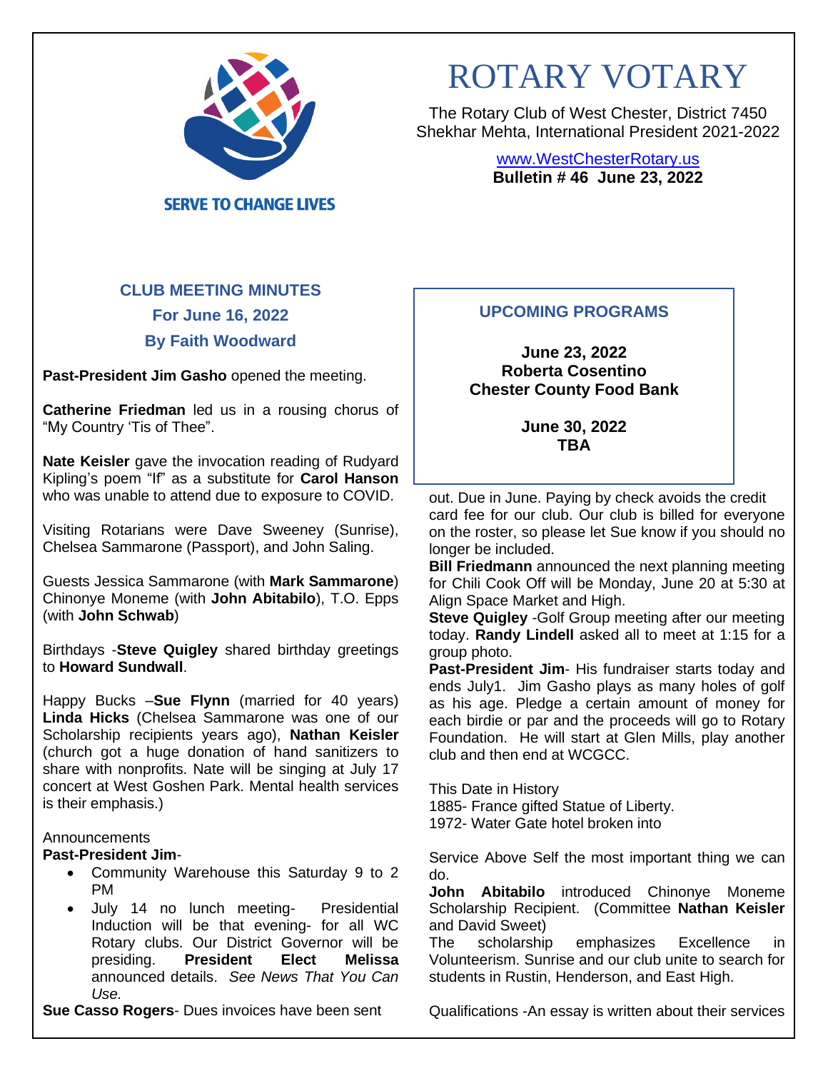SERVE TO CHANGE LIVES

# ROTARY VOTARY

The Rotary Club of West Chester, District 7450
Shekhar Mehta, International President 2021-2022

www.WestChesterRotary.us
**Bulletin # 46 June 23, 2022**

## CLUB MEETING MINUTES
## For June 16, 2022
## By Faith Woodward

**Past-President Jim Gasho** opened the meeting.

**Catherine Friedman** led us in a rousing chorus of "My Country 'Tis of Thee".

**Nate Keisler** gave the invocation reading of Rudyard Kipling's poem "If" as a substitute for **Carol Hanson** who was unable to attend due to exposure to COVID.

Visiting Rotarians were Dave Sweeney (Sunrise), Chelsea Sammarone (Passport), and John Saling.

Guests Jessica Sammarone (with **Mark Sammarone**) Chinonye Moneme (with **John Abitabilo**), T.O. Epps (with **John Schwab**)

Birthdays -**Steve Quigley** shared birthday greetings to **Howard Sundwall**.

Happy Bucks –**Sue Flynn** (married for 40 years) **Linda Hicks** (Chelsea Sammarone was one of our Scholarship recipients years ago), **Nathan Keisler** (church got a huge donation of hand sanitizers to share with nonprofits. Nate will be singing at July 17 concert at West Goshen Park. Mental health services is their emphasis.)

Announcements
**Past-President Jim**-

- Community Warehouse this Saturday 9 to 2 PM
- July 14 no lunch meeting- Presidential Induction will be that evening- for all WC Rotary clubs. Our District Governor will be presiding. **President Elect Melissa** announced details. *See News That You Can Use.*

**Sue Casso Rogers**- Dues invoices have been sent out. Due in June. Paying by check avoids the credit card fee for our club. Our club is billed for everyone on the roster, so please let Sue know if you should no longer be included.

**Bill Friedmann** announced the next planning meeting for Chili Cook Off will be Monday, June 20 at 5:30 at Align Space Market and High.

**Steve Quigley** -Golf Group meeting after our meeting today. **Randy Lindell** asked all to meet at 1:15 for a group photo.

**Past-President Jim**- His fundraiser starts today and ends July1. Jim Gasho plays as many holes of golf as his age. Pledge a certain amount of money for each birdie or par and the proceeds will go to Rotary Foundation. He will start at Glen Mills, play another club and then end at WCGCC.

This Date in History
1885- France gifted Statue of Liberty.
1972- Water Gate hotel broken into

Service Above Self the most important thing we can do.

**John Abitabilo** introduced Chinonye Moneme Scholarship Recipient. (Committee **Nathan Keisler** and David Sweet)

The scholarship emphasizes Excellence in Volunteerism. Sunrise and our club unite to search for students in Rustin, Henderson, and East High.

Qualifications -An essay is written about their services

## UPCOMING PROGRAMS

**June 23, 2022**
**Roberta Cosentino**
**Chester County Food Bank**

**June 30, 2022**
**TBA**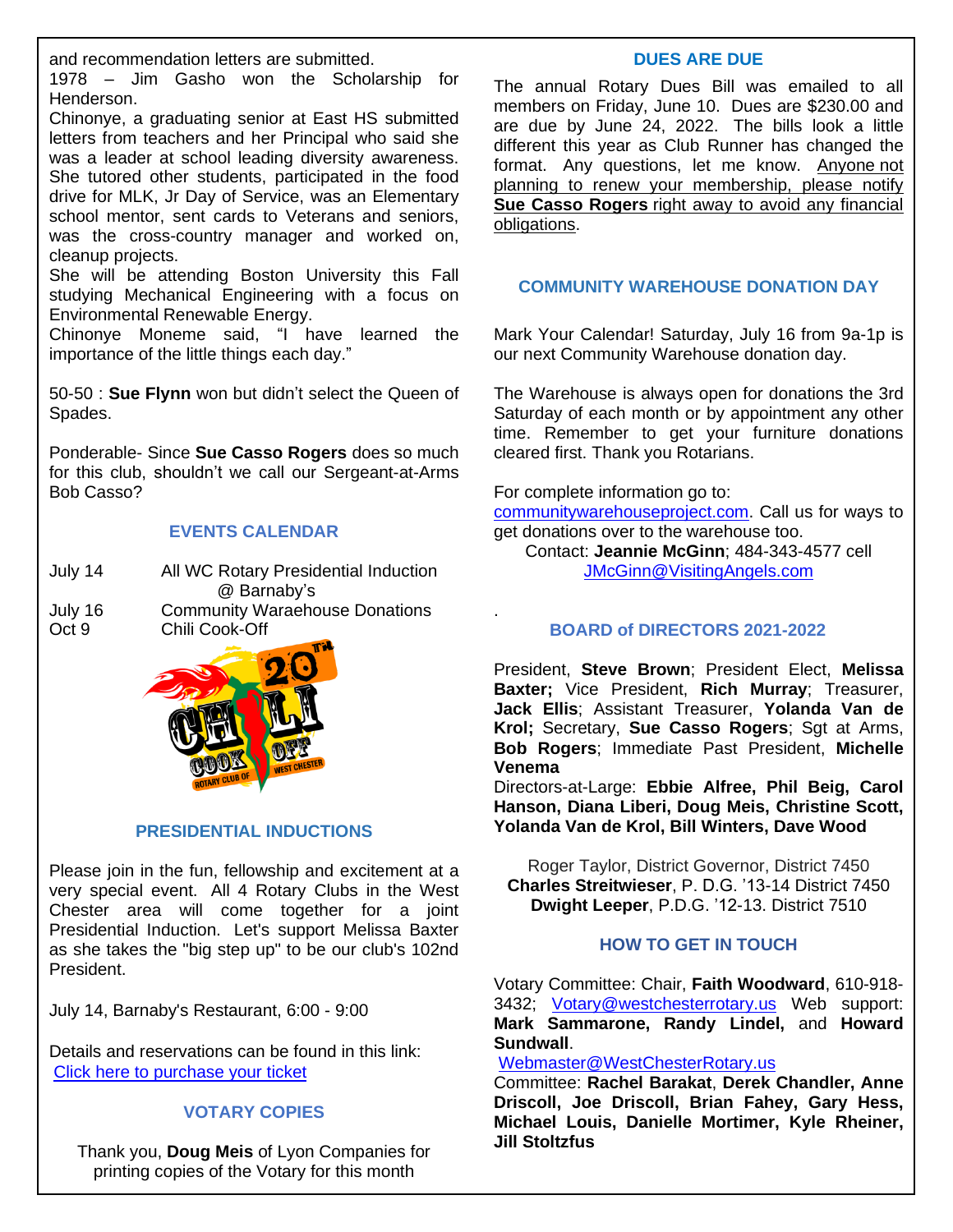and recommendation letters are submitted.

1978 – Jim Gasho won the Scholarship for Henderson.

Chinonye, a graduating senior at East HS submitted letters from teachers and her Principal who said she was a leader at school leading diversity awareness. She tutored other students, participated in the food drive for MLK, Jr Day of Service, was an Elementary school mentor, sent cards to Veterans and seniors, was the cross-country manager and worked on, cleanup projects.

She will be attending Boston University this Fall studying Mechanical Engineering with a focus on Environmental Renewable Energy.

Chinonye Moneme said, "I have learned the importance of the little things each day."

50-50 : **Sue Flynn** won but didn't select the Queen of Spades.

Ponderable- Since **Sue Casso Rogers** does so much for this club, shouldn't we call our Sergeant-at-Arms Bob Casso?

## EVENTS CALENDAR

| | |
|---|---|
| July 14 | All WC Rotary Presidential Induction @ Barnaby's |
| July 16 | Community Waraehouse Donations |
| Oct 9 | Chili Cook-Off |

## PRESIDENTIAL INDUCTIONS

Please join in the fun, fellowship and excitement at a very special event. All 4 Rotary Clubs in the West Chester area will come together for a joint Presidential Induction. Let's support Melissa Baxter as she takes the "big step up" to be our club's 102nd President.

July 14, Barnaby's Restaurant, 6:00 - 9:00

Details and reservations can be found in this link:
Click here to purchase your ticket

## VOTARY COPIES

Thank you, **Doug Meis** of Lyon Companies for printing copies of the Votary for this month

## DUES ARE DUE

The annual Rotary Dues Bill was emailed to all members on Friday, June 10. Dues are $230.00 and are due by June 24, 2022. The bills look a little different this year as Club Runner has changed the format. Any questions, let me know. Anyone not planning to renew your membership, please notify **Sue Casso Rogers** right away to avoid any financial obligations.

## COMMUNITY WAREHOUSE DONATION DAY

Mark Your Calendar! Saturday, July 16 from 9a-1p is our next Community Warehouse donation day.

The Warehouse is always open for donations the 3rd Saturday of each month or by appointment any other time. Remember to get your furniture donations cleared first. Thank you Rotarians.

For complete information go to:
communitywarehouseproject.com. Call us for ways to get donations over to the warehouse too.

Contact: **Jeannie McGinn**; 484-343-4577 cell
JMcGinn@VisitingAngels.com

## BOARD of DIRECTORS 2021-2022

President, **Steve Brown**; President Elect, **Melissa Baxter;** Vice President, **Rich Murray**; Treasurer, **Jack Ellis**; Assistant Treasurer, **Yolanda Van de Krol;** Secretary, **Sue Casso Rogers**; Sgt at Arms, **Bob Rogers**; Immediate Past President, **Michelle Venema**

Directors-at-Large: **Ebbie Alfree, Phil Beig, Carol Hanson, Diana Liberi, Doug Meis, Christine Scott, Yolanda Van de Krol, Bill Winters, Dave Wood**

Roger Taylor, District Governor, District 7450
**Charles Streitwieser**, P. D.G. '13-14 District 7450
**Dwight Leeper**, P.D.G. '12-13. District 7510

## HOW TO GET IN TOUCH

Votary Committee: Chair, **Faith Woodward**, 610-918-3432; Votary@westchesterrotary.us Web support: **Mark Sammarone, Randy Lindel,** and **Howard Sundwall**.

Webmaster@WestChesterRotary.us

Committee: **Rachel Barakat**, **Derek Chandler, Anne Driscoll, Joe Driscoll, Brian Fahey, Gary Hess, Michael Louis, Danielle Mortimer, Kyle Rheiner, Jill Stoltzfus**